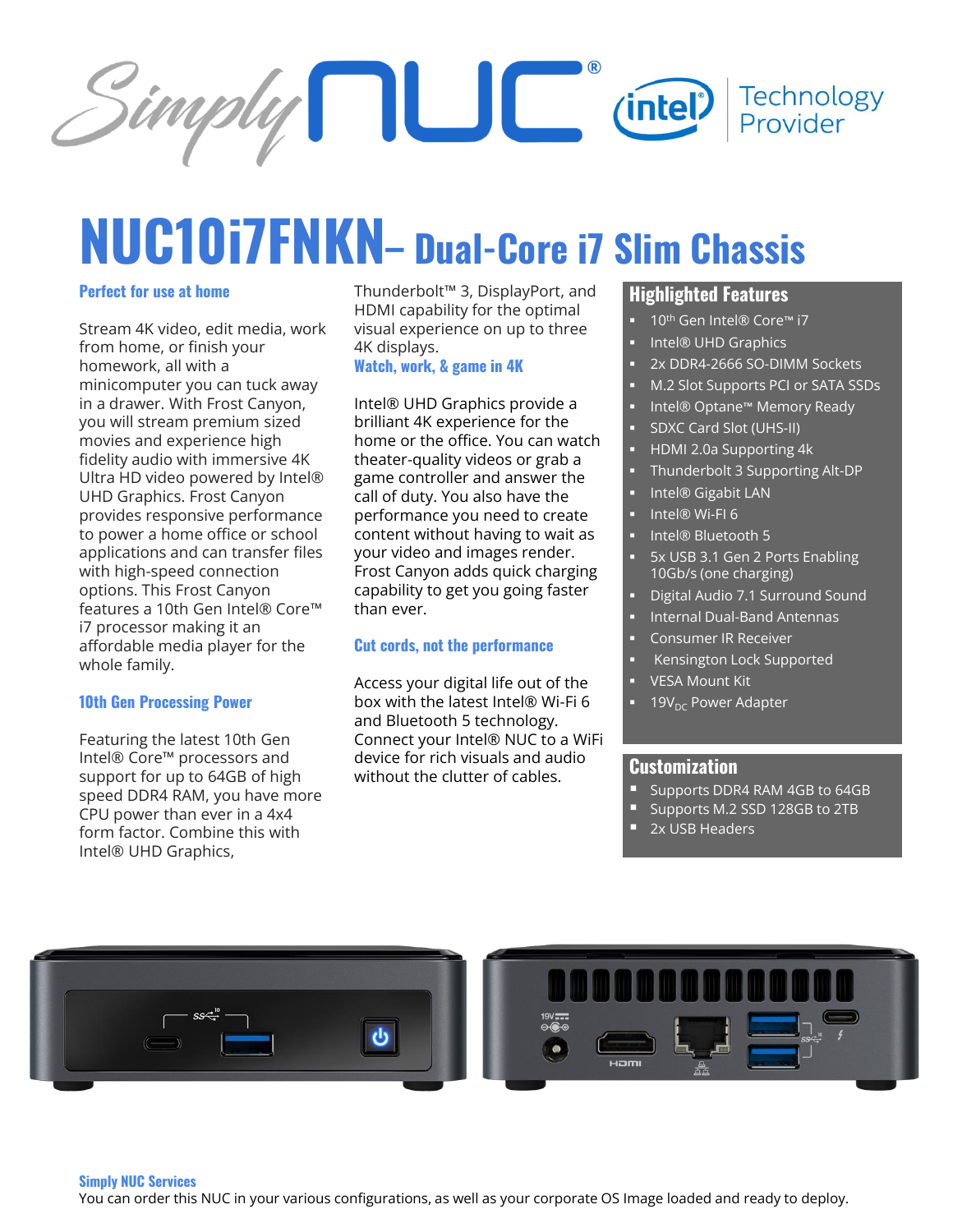# NUC10i7FNKN– Dual-Core i7 Slim Chassis

### Perfect for use at home

Stream 4K video, edit media, work from home, or finish your homework, all with a minicomputer you can tuck away in a drawer. With Frost Canyon, you will stream premium sized movies and experience high fidelity audio with immersive 4K Ultra HD video powered by Intel® UHD Graphics. Frost Canyon provides responsive performance to power a home office or school applications and can transfer files with high-speed connection options. This Frost Canyon features a 10th Gen Intel® Core™ i7 processor making it an affordable media player for the whole family.

### 10th Gen Processing Power

Featuring the latest 10th Gen Intel® Core™ processors and support for up to 64GB of high speed DDR4 RAM, you have more CPU power than ever in a 4x4 form factor. Combine this with Intel® UHD Graphics, Thunderbolt™ 3, DisplayPort, and HDMI capability for the optimal visual experience on up to three 4K displays.

### Watch, work, & game in 4K

Intel® UHD Graphics provide a brilliant 4K experience for the home or the office. You can watch theater-quality videos or grab a game controller and answer the call of duty. You also have the performance you need to create content without having to wait as your video and images render. Frost Canyon adds quick charging capability to get you going faster than ever.

### Cut cords, not the performance

Access your digital life out of the box with the latest Intel® Wi-Fi 6 and Bluetooth 5 technology. Connect your Intel® NUC to a WiFi device for rich visuals and audio without the clutter of cables.

## Highlighted Features

- 10th Gen Intel® Core™ i7
- Intel® UHD Graphics
- 2x DDR4-2666 SO-DIMM Sockets
- M.2 Slot Supports PCI or SATA SSDs
- Intel® Optane™ Memory Ready
- SDXC Card Slot (UHS-II)
- HDMI 2.0a Supporting 4k
- Thunderbolt 3 Supporting Alt-DP
- Intel® Gigabit LAN
- Intel® Wi-FI 6
- Intel® Bluetooth 5
- 5x USB 3.1 Gen 2 Ports Enabling 10Gb/s (one charging)
- Digital Audio 7.1 Surround Sound
- Internal Dual-Band Antennas
- Consumer IR Receiver
- Kensington Lock Supported
- VESA Mount Kit
- $19V_{DC}$ Power Adapter

## Customization

- Supports DDR4 RAM 4GB to 64GB
- Supports M.2 SSD 128GB to 2TB
- 2x USB Headers

### Simply NUC Services

You can order this NUC in your various configurations, as well as your corporate OS Image loaded and ready to deploy.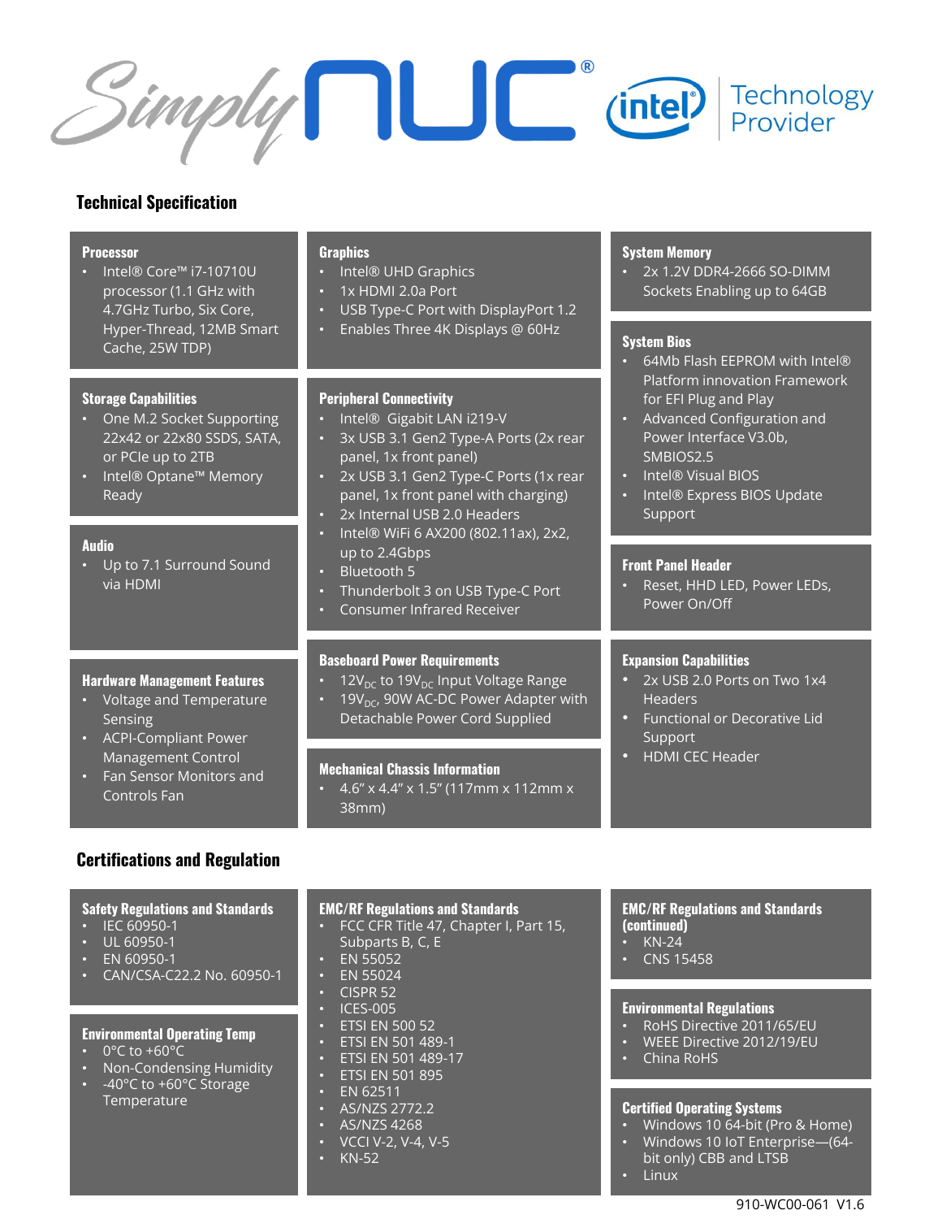SimplyNUC® intel® Technology Provider

## Technical Specification

### Processor
- Intel® Core™ i7-10710U processor (1.1 GHz with 4.7GHz Turbo, Six Core, Hyper-Thread, 12MB Smart Cache, 25W TDP)

### Graphics
- Intel® UHD Graphics
- 1x HDMI 2.0a Port
- USB Type-C Port with DisplayPort 1.2
- Enables Three 4K Displays @ 60Hz

### System Memory
- 2x 1.2V DDR4-2666 SO-DIMM Sockets Enabling up to 64GB

### System Bios
- 64Mb Flash EEPROM with Intel® Platform innovation Framework for EFI Plug and Play
- Advanced Configuration and Power Interface V3.0b, SMBIOS2.5
- Intel® Visual BIOS
- Intel® Express BIOS Update Support

### Storage Capabilities
- One M.2 Socket Supporting 22x42 or 22x80 SSDS, SATA, or PCIe up to 2TB
- Intel® Optane™ Memory Ready

### Audio
- Up to 7.1 Surround Sound via HDMI

### Peripheral Connectivity
- Intel® Gigabit LAN i219-V
- 3x USB 3.1 Gen2 Type-A Ports (2x rear panel, 1x front panel)
- 2x USB 3.1 Gen2 Type-C Ports (1x rear panel, 1x front panel with charging)
- 2x Internal USB 2.0 Headers
- Intel® WiFi 6 AX200 (802.11ax), 2x2, up to 2.4Gbps
- Bluetooth 5
- Thunderbolt 3 on USB Type-C Port
- Consumer Infrared Receiver

### Front Panel Header
- Reset, HHD LED, Power LEDs, Power On/Off

### Hardware Management Features
- Voltage and Temperature Sensing
- ACPI-Compliant Power Management Control
- Fan Sensor Monitors and Controls Fan

### Baseboard Power Requirements
- $12V_{DC}$ to $19V_{DC}$ Input Voltage Range
- $19V_{DC}$, 90W AC-DC Power Adapter with Detachable Power Cord Supplied

### Mechanical Chassis Information
- 4.6" x 4.4" x 1.5" (117mm x 112mm x 38mm)

### Expansion Capabilities
- 2x USB 2.0 Ports on Two 1x4 Headers
- Functional or Decorative Lid Support
- HDMI CEC Header

## Certifications and Regulation

### Safety Regulations and Standards
- IEC 60950-1
- UL 60950-1
- EN 60950-1
- CAN/CSA-C22.2 No. 60950-1

### Environmental Operating Temp
- 0°C to +60°C
- Non-Condensing Humidity
- -40°C to +60°C Storage Temperature

### EMC/RF Regulations and Standards
- FCC CFR Title 47, Chapter I, Part 15, Subparts B, C, E
- EN 55052
- EN 55024
- CISPR 52
- ICES-005
- ETSI EN 500 52
- ETSI EN 501 489-1
- ETSI EN 501 489-17
- ETSI EN 501 895
- EN 62511
- AS/NZS 2772.2
- AS/NZS 4268
- VCCI V-2, V-4, V-5
- KN-52

### EMC/RF Regulations and Standards (continued)
- KN-24
- CNS 15458

### Environmental Regulations
- RoHS Directive 2011/65/EU
- WEEE Directive 2012/19/EU
- China RoHS

### Certified Operating Systems
- Windows 10 64-bit (Pro & Home)
- Windows 10 IoT Enterprise—(64-bit only) CBB and LTSB
- Linux

910-WC00-061 V1.6